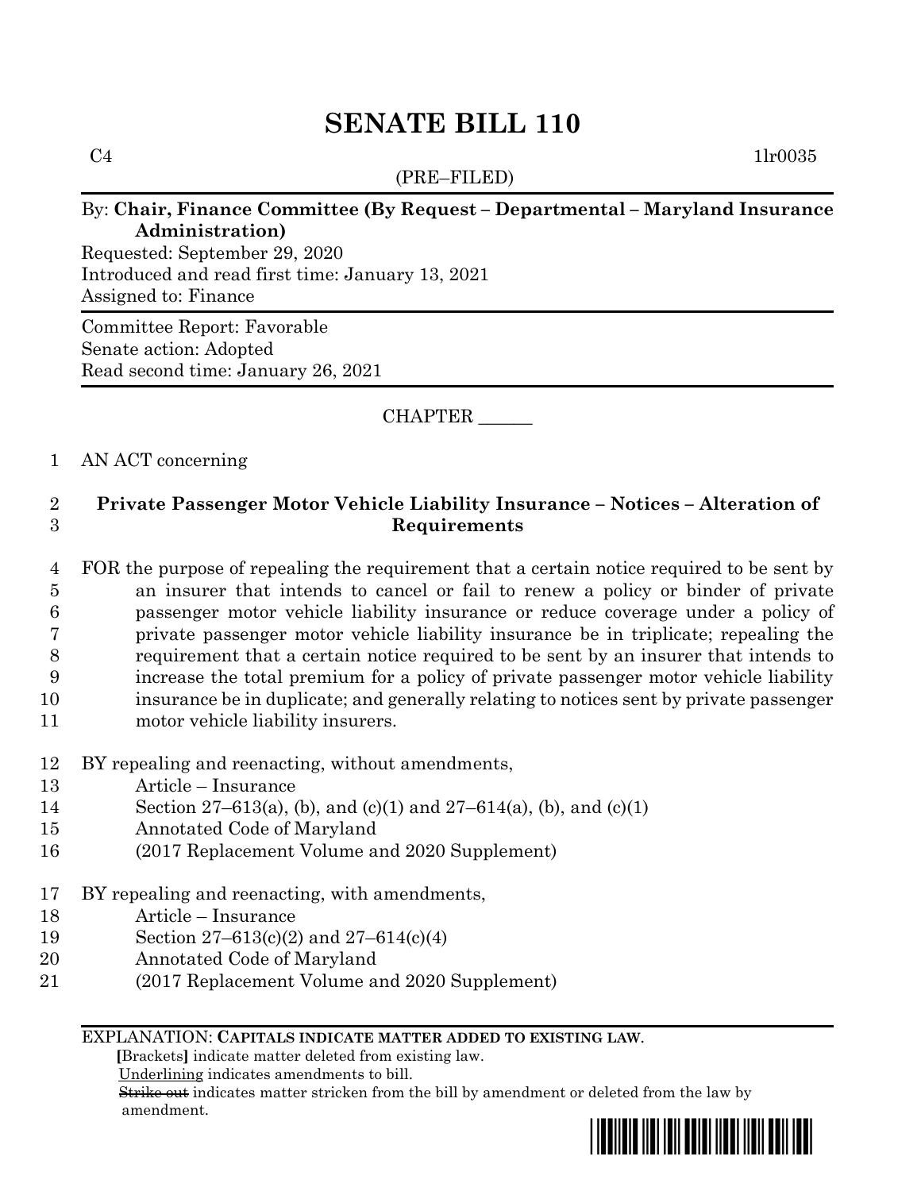# SENATE BILL 110

C4 1lr0035

(PRE–FILED)

By: **Chair, Finance Committee (By Request – Departmental – Maryland Insurance Administration)**

Requested: September 29, 2020
Introduced and read first time: January 13, 2021
Assigned to: Finance

Committee Report: Favorable
Senate action: Adopted
Read second time: January 26, 2021

CHAPTER ______

AN ACT concerning

**Private Passenger Motor Vehicle Liability Insurance – Notices – Alteration of Requirements**

FOR the purpose of repealing the requirement that a certain notice required to be sent by an insurer that intends to cancel or fail to renew a policy or binder of private passenger motor vehicle liability insurance or reduce coverage under a policy of private passenger motor vehicle liability insurance be in triplicate; repealing the requirement that a certain notice required to be sent by an insurer that intends to increase the total premium for a policy of private passenger motor vehicle liability insurance be in duplicate; and generally relating to notices sent by private passenger motor vehicle liability insurers.

BY repealing and reenacting, without amendments,
Article – Insurance
Section 27–613(a), (b), and (c)(1) and 27–614(a), (b), and (c)(1)
Annotated Code of Maryland
(2017 Replacement Volume and 2020 Supplement)

BY repealing and reenacting, with amendments,
Article – Insurance
Section 27–613(c)(2) and 27–614(c)(4)
Annotated Code of Maryland
(2017 Replacement Volume and 2020 Supplement)

EXPLANATION: **CAPITALS INDICATE MATTER ADDED TO EXISTING LAW.**
**[**Brackets**]** indicate matter deleted from existing law.
Underlining indicates amendments to bill.
~~Strike out~~ indicates matter stricken from the bill by amendment or deleted from the law by amendment.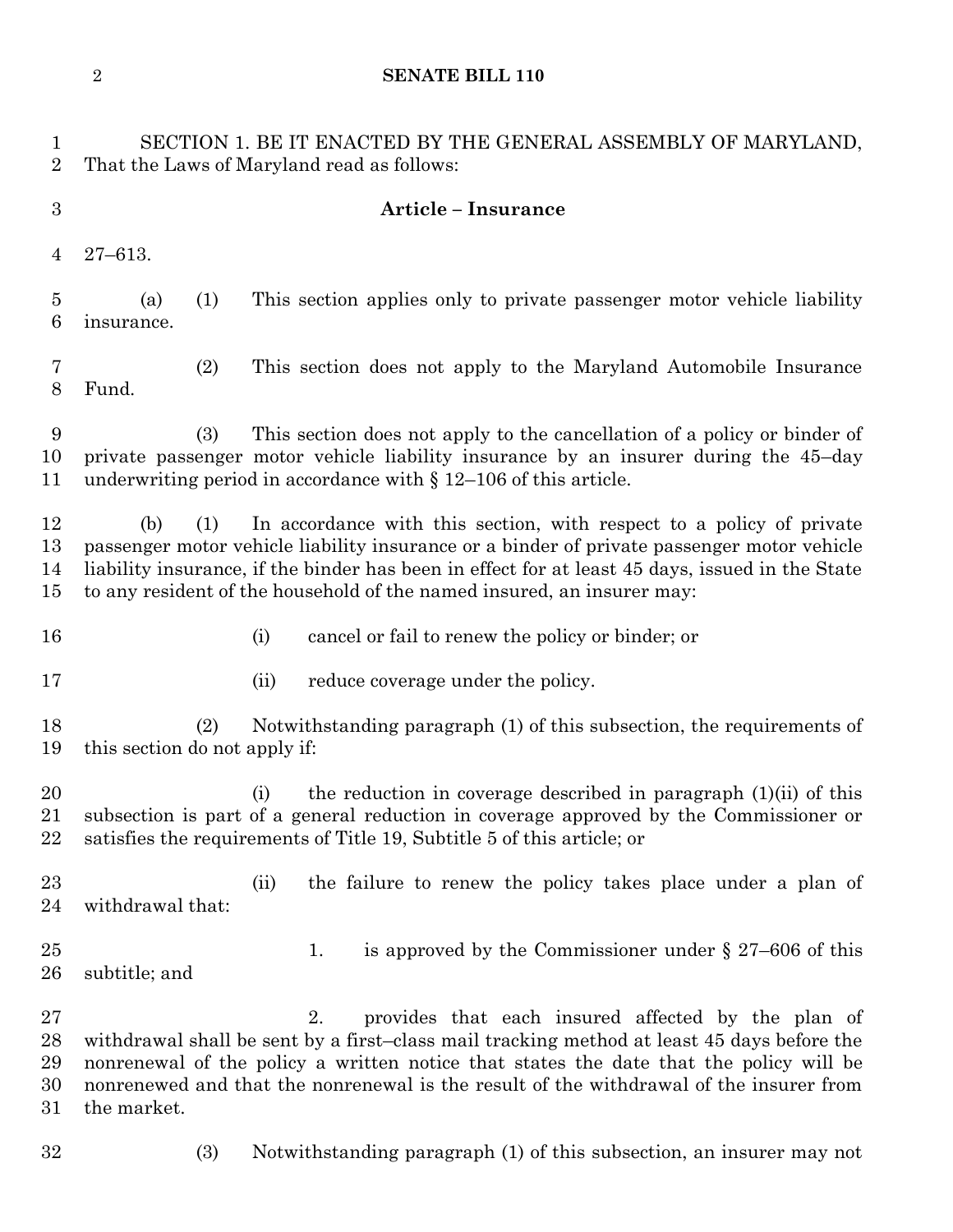SECTION 1. BE IT ENACTED BY THE GENERAL ASSEMBLY OF MARYLAND, That the Laws of Maryland read as follows:

**Article – Insurance**

27–613.

(a) (1) This section applies only to private passenger motor vehicle liability insurance.

(2) This section does not apply to the Maryland Automobile Insurance Fund.

(3) This section does not apply to the cancellation of a policy or binder of private passenger motor vehicle liability insurance by an insurer during the 45–day underwriting period in accordance with § 12–106 of this article.

(b) (1) In accordance with this section, with respect to a policy of private passenger motor vehicle liability insurance or a binder of private passenger motor vehicle liability insurance, if the binder has been in effect for at least 45 days, issued in the State to any resident of the household of the named insured, an insurer may:

(i) cancel or fail to renew the policy or binder; or

(ii) reduce coverage under the policy.

(2) Notwithstanding paragraph (1) of this subsection, the requirements of this section do not apply if:

(i) the reduction in coverage described in paragraph (1)(ii) of this subsection is part of a general reduction in coverage approved by the Commissioner or satisfies the requirements of Title 19, Subtitle 5 of this article; or

(ii) the failure to renew the policy takes place under a plan of withdrawal that:

1. is approved by the Commissioner under § 27–606 of this subtitle; and

2. provides that each insured affected by the plan of withdrawal shall be sent by a first–class mail tracking method at least 45 days before the nonrenewal of the policy a written notice that states the date that the policy will be nonrenewed and that the nonrenewal is the result of the withdrawal of the insurer from the market.

(3) Notwithstanding paragraph (1) of this subsection, an insurer may not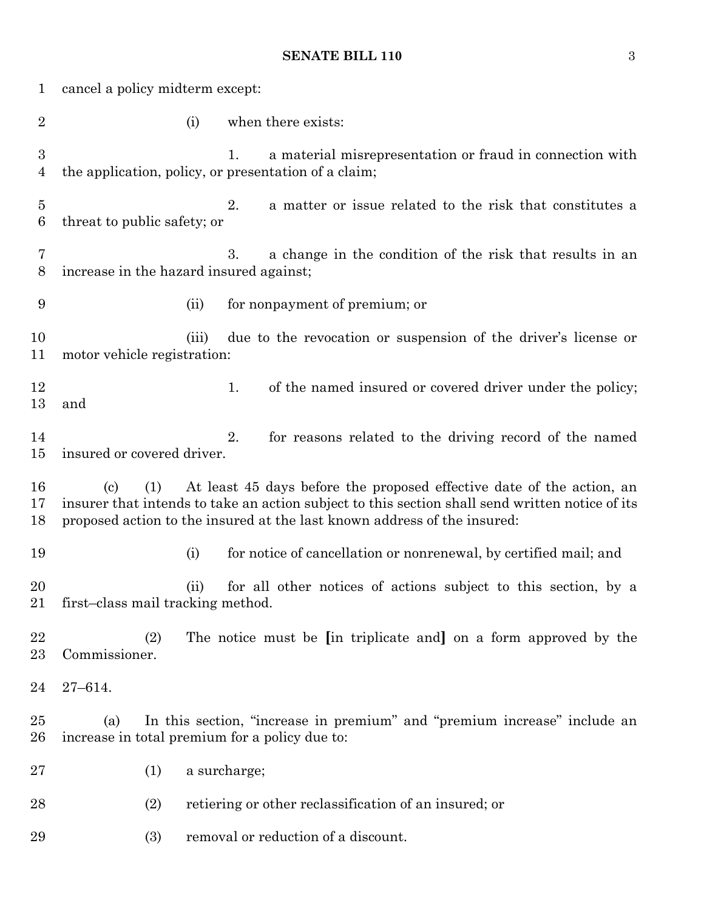cancel a policy midterm except:

(i) when there exists:

1. a material misrepresentation or fraud in connection with the application, policy, or presentation of a claim;

2. a matter or issue related to the risk that constitutes a threat to public safety; or

3. a change in the condition of the risk that results in an increase in the hazard insured against;

(ii) for nonpayment of premium; or

(iii) due to the revocation or suspension of the driver's license or motor vehicle registration:

1. of the named insured or covered driver under the policy; and

2. for reasons related to the driving record of the named insured or covered driver.

(c) (1) At least 45 days before the proposed effective date of the action, an insurer that intends to take an action subject to this section shall send written notice of its proposed action to the insured at the last known address of the insured:

(i) for notice of cancellation or nonrenewal, by certified mail; and

(ii) for all other notices of actions subject to this section, by a first–class mail tracking method.

(2) The notice must be **[**in triplicate and**]** on a form approved by the Commissioner.

27–614.

(a) In this section, "increase in premium" and "premium increase" include an increase in total premium for a policy due to:

(1) a surcharge;

(2) retiering or other reclassification of an insured; or

(3) removal or reduction of a discount.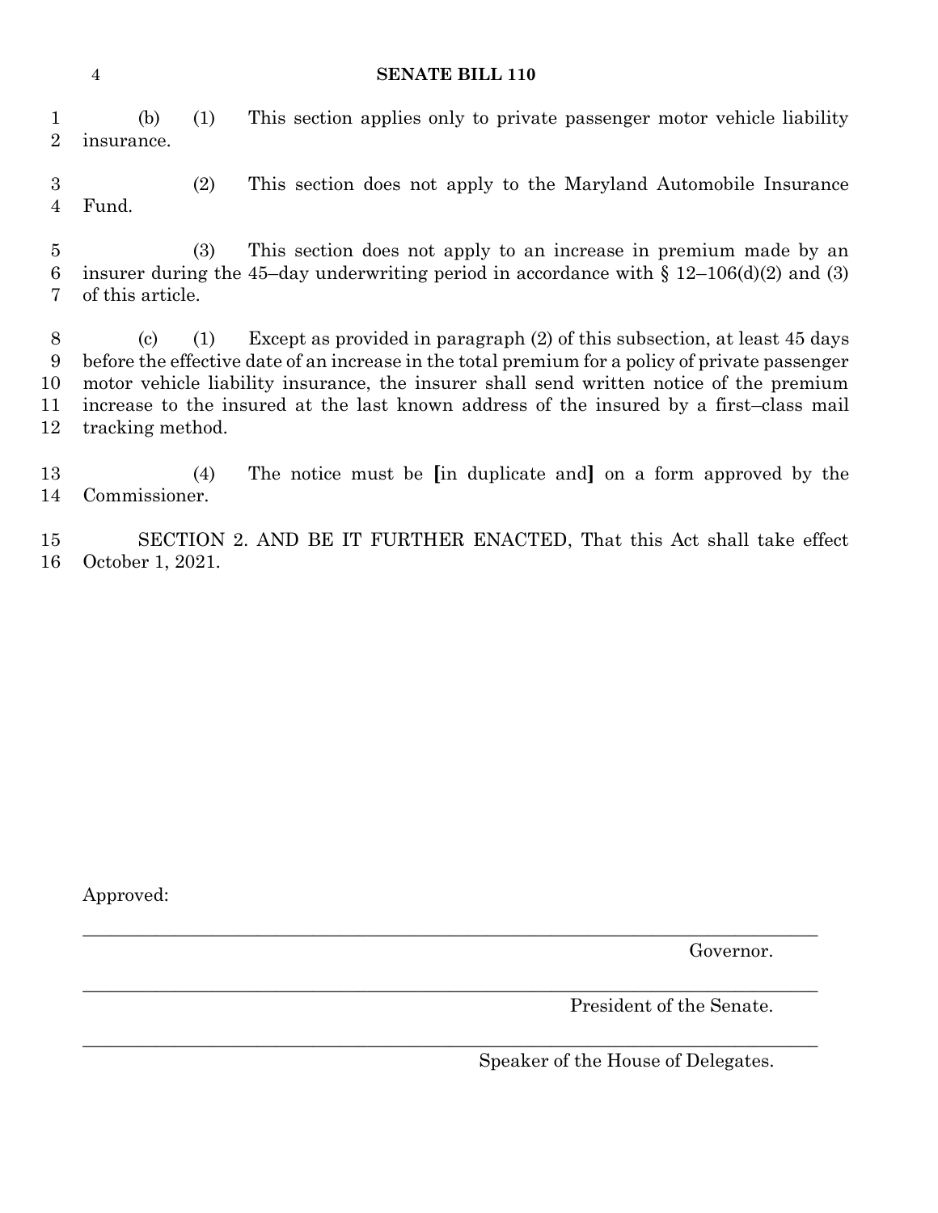(b) (1) This section applies only to private passenger motor vehicle liability insurance.

(2) This section does not apply to the Maryland Automobile Insurance Fund.

(3) This section does not apply to an increase in premium made by an insurer during the 45–day underwriting period in accordance with § 12–106(d)(2) and (3) of this article.

(c) (1) Except as provided in paragraph (2) of this subsection, at least 45 days before the effective date of an increase in the total premium for a policy of private passenger motor vehicle liability insurance, the insurer shall send written notice of the premium increase to the insured at the last known address of the insured by a first–class mail tracking method.

(4) The notice must be **[**in duplicate and**]** on a form approved by the Commissioner.

SECTION 2. AND BE IT FURTHER ENACTED, That this Act shall take effect October 1, 2021.

Approved:

\_\_\_\_\_\_\_\_\_\_\_\_\_\_\_\_\_\_\_\_\_\_\_\_\_\_\_\_\_\_\_\_\_\_\_\_\_\_\_\_\_\_\_\_\_\_\_\_\_\_\_\_\_\_\_\_\_\_\_\_\_\_\_\_\_\_\_\_\_\_\_\_\_\_\_\_\_\_\_\_

Governor.

\_\_\_\_\_\_\_\_\_\_\_\_\_\_\_\_\_\_\_\_\_\_\_\_\_\_\_\_\_\_\_\_\_\_\_\_\_\_\_\_\_\_\_\_\_\_\_\_\_\_\_\_\_\_\_\_\_\_\_\_\_\_\_\_\_\_\_\_\_\_\_\_\_\_\_\_\_\_\_\_

President of the Senate.

\_\_\_\_\_\_\_\_\_\_\_\_\_\_\_\_\_\_\_\_\_\_\_\_\_\_\_\_\_\_\_\_\_\_\_\_\_\_\_\_\_\_\_\_\_\_\_\_\_\_\_\_\_\_\_\_\_\_\_\_\_\_\_\_\_\_\_\_\_\_\_\_\_\_\_\_\_\_\_\_

Speaker of the House of Delegates.